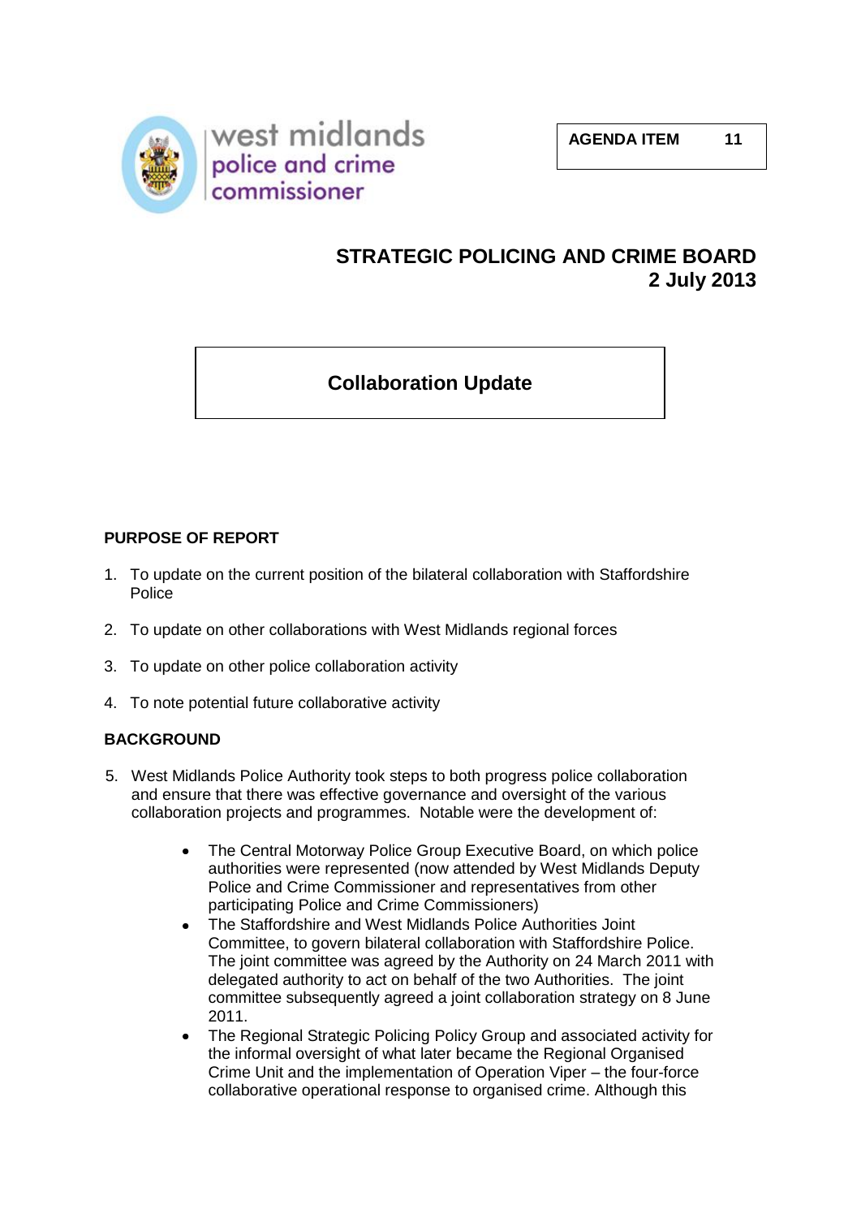west midlands
police and crime
commissioner

**AGENDA ITEM 11**

# STRATEGIC POLICING AND CRIME BOARD
# 2 July 2013

## Collaboration Update

### PURPOSE OF REPORT

1. To update on the current position of the bilateral collaboration with Staffordshire Police

2. To update on other collaborations with West Midlands regional forces

3. To update on other police collaboration activity

4. To note potential future collaborative activity

### BACKGROUND

5. West Midlands Police Authority took steps to both progress police collaboration and ensure that there was effective governance and oversight of the various collaboration projects and programmes. Notable were the development of:

   - The Central Motorway Police Group Executive Board, on which police authorities were represented (now attended by West Midlands Deputy Police and Crime Commissioner and representatives from other participating Police and Crime Commissioners)
   - The Staffordshire and West Midlands Police Authorities Joint Committee, to govern bilateral collaboration with Staffordshire Police. The joint committee was agreed by the Authority on 24 March 2011 with delegated authority to act on behalf of the two Authorities. The joint committee subsequently agreed a joint collaboration strategy on 8 June 2011.
   - The Regional Strategic Policing Policy Group and associated activity for the informal oversight of what later became the Regional Organised Crime Unit and the implementation of Operation Viper – the four-force collaborative operational response to organised crime. Although this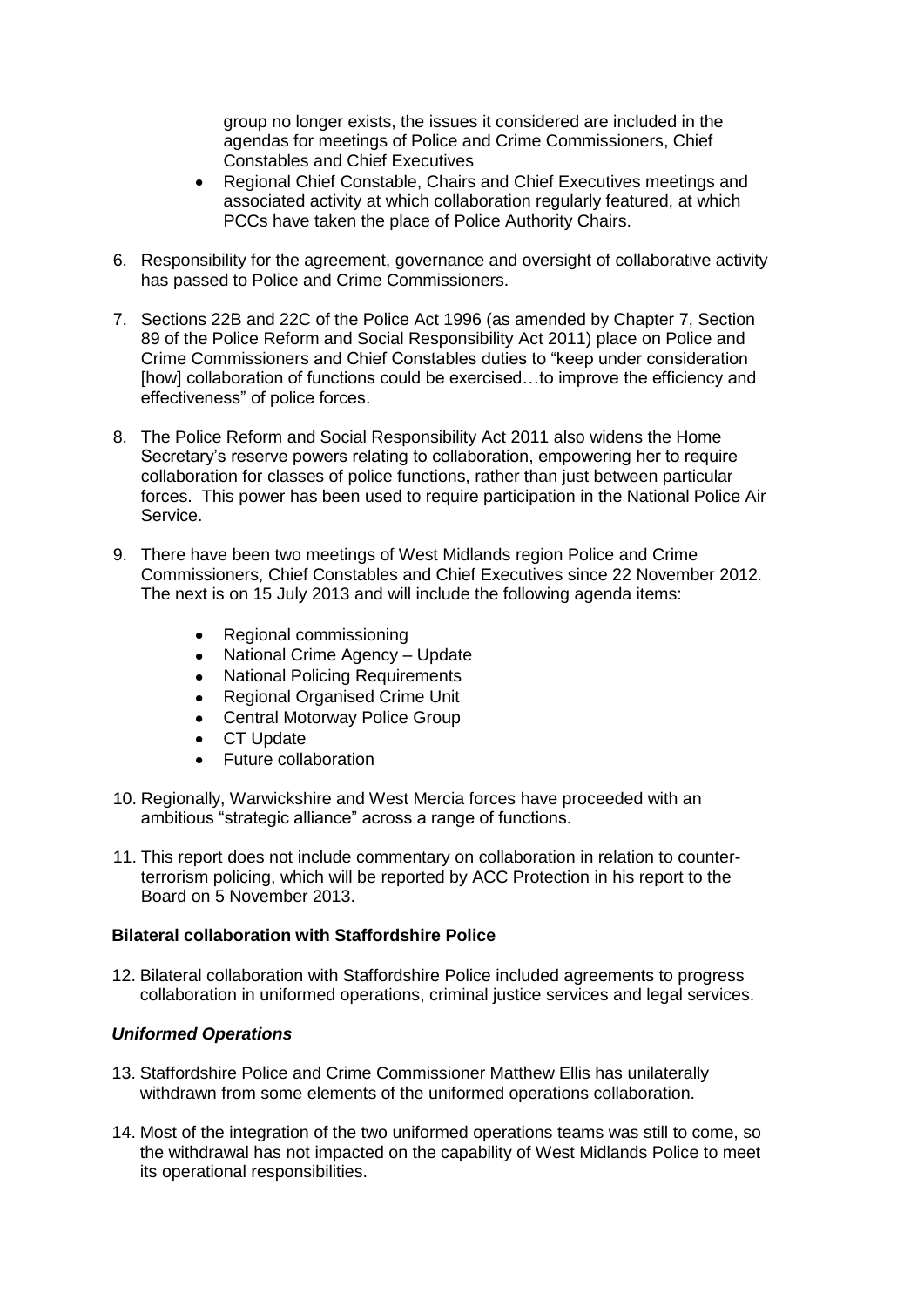group no longer exists, the issues it considered are included in the agendas for meetings of Police and Crime Commissioners, Chief Constables and Chief Executives

- Regional Chief Constable, Chairs and Chief Executives meetings and associated activity at which collaboration regularly featured, at which PCCs have taken the place of Police Authority Chairs.

6. Responsibility for the agreement, governance and oversight of collaborative activity has passed to Police and Crime Commissioners.

7. Sections 22B and 22C of the Police Act 1996 (as amended by Chapter 7, Section 89 of the Police Reform and Social Responsibility Act 2011) place on Police and Crime Commissioners and Chief Constables duties to "keep under consideration [how] collaboration of functions could be exercised…to improve the efficiency and effectiveness" of police forces.

8. The Police Reform and Social Responsibility Act 2011 also widens the Home Secretary's reserve powers relating to collaboration, empowering her to require collaboration for classes of police functions, rather than just between particular forces. This power has been used to require participation in the National Police Air Service.

9. There have been two meetings of West Midlands region Police and Crime Commissioners, Chief Constables and Chief Executives since 22 November 2012. The next is on 15 July 2013 and will include the following agenda items:

   - Regional commissioning
   - National Crime Agency – Update
   - National Policing Requirements
   - Regional Organised Crime Unit
   - Central Motorway Police Group
   - CT Update
   - Future collaboration

10. Regionally, Warwickshire and West Mercia forces have proceeded with an ambitious "strategic alliance" across a range of functions.

11. This report does not include commentary on collaboration in relation to counter-terrorism policing, which will be reported by ACC Protection in his report to the Board on 5 November 2013.

**Bilateral collaboration with Staffordshire Police**

12. Bilateral collaboration with Staffordshire Police included agreements to progress collaboration in uniformed operations, criminal justice services and legal services.

***Uniformed Operations***

13. Staffordshire Police and Crime Commissioner Matthew Ellis has unilaterally withdrawn from some elements of the uniformed operations collaboration.

14. Most of the integration of the two uniformed operations teams was still to come, so the withdrawal has not impacted on the capability of West Midlands Police to meet its operational responsibilities.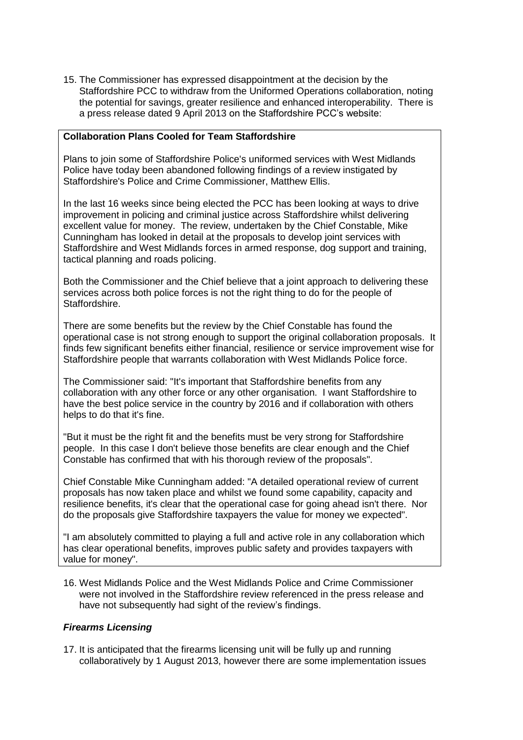15. The Commissioner has expressed disappointment at the decision by the Staffordshire PCC to withdraw from the Uniformed Operations collaboration, noting the potential for savings, greater resilience and enhanced interoperability. There is a press release dated 9 April 2013 on the Staffordshire PCC's website:

> **Collaboration Plans Cooled for Team Staffordshire**
>
> Plans to join some of Staffordshire Police's uniformed services with West Midlands Police have today been abandoned following findings of a review instigated by Staffordshire's Police and Crime Commissioner, Matthew Ellis.
>
> In the last 16 weeks since being elected the PCC has been looking at ways to drive improvement in policing and criminal justice across Staffordshire whilst delivering excellent value for money. The review, undertaken by the Chief Constable, Mike Cunningham has looked in detail at the proposals to develop joint services with Staffordshire and West Midlands forces in armed response, dog support and training, tactical planning and roads policing.
>
> Both the Commissioner and the Chief believe that a joint approach to delivering these services across both police forces is not the right thing to do for the people of Staffordshire.
>
> There are some benefits but the review by the Chief Constable has found the operational case is not strong enough to support the original collaboration proposals. It finds few significant benefits either financial, resilience or service improvement wise for Staffordshire people that warrants collaboration with West Midlands Police force.
>
> The Commissioner said: "It's important that Staffordshire benefits from any collaboration with any other force or any other organisation. I want Staffordshire to have the best police service in the country by 2016 and if collaboration with others helps to do that it's fine.
>
> "But it must be the right fit and the benefits must be very strong for Staffordshire people. In this case I don't believe those benefits are clear enough and the Chief Constable has confirmed that with his thorough review of the proposals".
>
> Chief Constable Mike Cunningham added: "A detailed operational review of current proposals has now taken place and whilst we found some capability, capacity and resilience benefits, it's clear that the operational case for going ahead isn't there. Nor do the proposals give Staffordshire taxpayers the value for money we expected".
>
> "I am absolutely committed to playing a full and active role in any collaboration which has clear operational benefits, improves public safety and provides taxpayers with value for money".

16. West Midlands Police and the West Midlands Police and Crime Commissioner were not involved in the Staffordshire review referenced in the press release and have not subsequently had sight of the review's findings.

### ***Firearms Licensing***

17. It is anticipated that the firearms licensing unit will be fully up and running collaboratively by 1 August 2013, however there are some implementation issues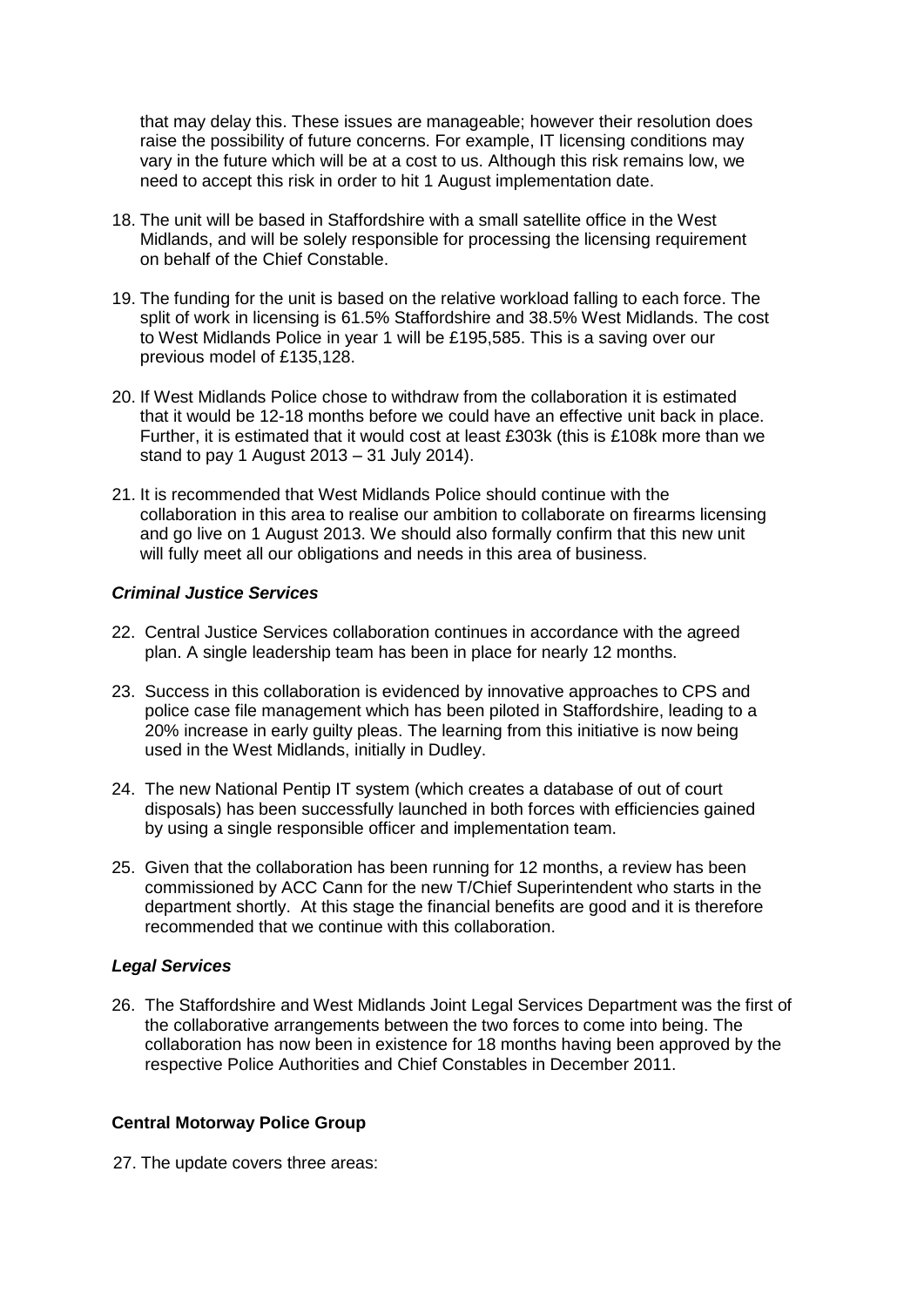that may delay this. These issues are manageable; however their resolution does raise the possibility of future concerns. For example, IT licensing conditions may vary in the future which will be at a cost to us. Although this risk remains low, we need to accept this risk in order to hit 1 August implementation date.

18. The unit will be based in Staffordshire with a small satellite office in the West Midlands, and will be solely responsible for processing the licensing requirement on behalf of the Chief Constable.

19. The funding for the unit is based on the relative workload falling to each force. The split of work in licensing is 61.5% Staffordshire and 38.5% West Midlands. The cost to West Midlands Police in year 1 will be £195,585. This is a saving over our previous model of £135,128.

20. If West Midlands Police chose to withdraw from the collaboration it is estimated that it would be 12-18 months before we could have an effective unit back in place. Further, it is estimated that it would cost at least £303k (this is £108k more than we stand to pay 1 August 2013 – 31 July 2014).

21. It is recommended that West Midlands Police should continue with the collaboration in this area to realise our ambition to collaborate on firearms licensing and go live on 1 August 2013. We should also formally confirm that this new unit will fully meet all our obligations and needs in this area of business.

### *Criminal Justice Services*

22. Central Justice Services collaboration continues in accordance with the agreed plan. A single leadership team has been in place for nearly 12 months.

23. Success in this collaboration is evidenced by innovative approaches to CPS and police case file management which has been piloted in Staffordshire, leading to a 20% increase in early guilty pleas. The learning from this initiative is now being used in the West Midlands, initially in Dudley.

24. The new National Pentip IT system (which creates a database of out of court disposals) has been successfully launched in both forces with efficiencies gained by using a single responsible officer and implementation team.

25. Given that the collaboration has been running for 12 months, a review has been commissioned by ACC Cann for the new T/Chief Superintendent who starts in the department shortly. At this stage the financial benefits are good and it is therefore recommended that we continue with this collaboration.

### *Legal Services*

26. The Staffordshire and West Midlands Joint Legal Services Department was the first of the collaborative arrangements between the two forces to come into being. The collaboration has now been in existence for 18 months having been approved by the respective Police Authorities and Chief Constables in December 2011.

## **Central Motorway Police Group**

27. The update covers three areas: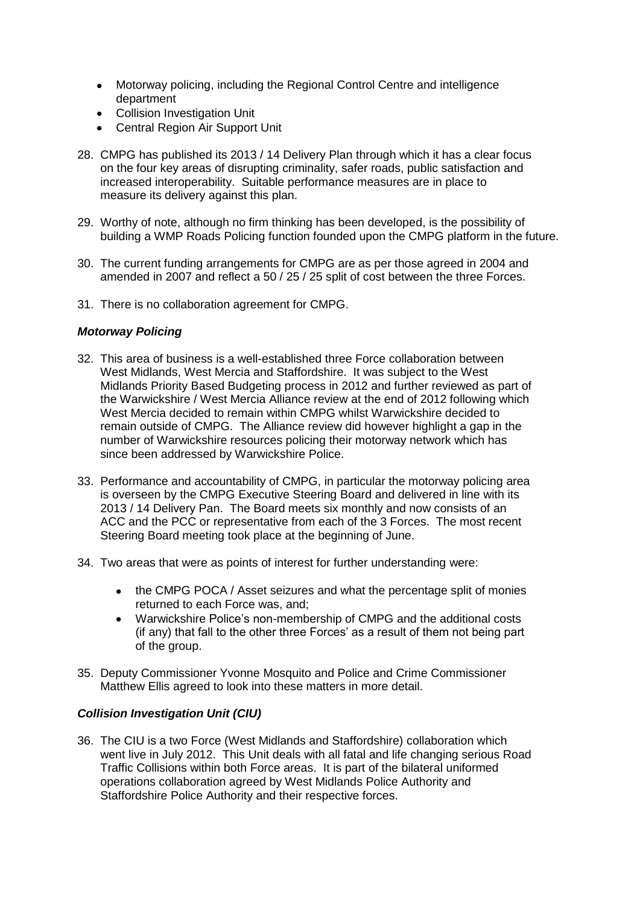- Motorway policing, including the Regional Control Centre and intelligence department
- Collision Investigation Unit
- Central Region Air Support Unit

28. CMPG has published its 2013 / 14 Delivery Plan through which it has a clear focus on the four key areas of disrupting criminality, safer roads, public satisfaction and increased interoperability. Suitable performance measures are in place to measure its delivery against this plan.

29. Worthy of note, although no firm thinking has been developed, is the possibility of building a WMP Roads Policing function founded upon the CMPG platform in the future.

30. The current funding arrangements for CMPG are as per those agreed in 2004 and amended in 2007 and reflect a 50 / 25 / 25 split of cost between the three Forces.

31. There is no collaboration agreement for CMPG.

### *Motorway Policing*

32. This area of business is a well-established three Force collaboration between West Midlands, West Mercia and Staffordshire. It was subject to the West Midlands Priority Based Budgeting process in 2012 and further reviewed as part of the Warwickshire / West Mercia Alliance review at the end of 2012 following which West Mercia decided to remain within CMPG whilst Warwickshire decided to remain outside of CMPG. The Alliance review did however highlight a gap in the number of Warwickshire resources policing their motorway network which has since been addressed by Warwickshire Police.

33. Performance and accountability of CMPG, in particular the motorway policing area is overseen by the CMPG Executive Steering Board and delivered in line with its 2013 / 14 Delivery Pan. The Board meets six monthly and now consists of an ACC and the PCC or representative from each of the 3 Forces. The most recent Steering Board meeting took place at the beginning of June.

34. Two areas that were as points of interest for further understanding were:

    - the CMPG POCA / Asset seizures and what the percentage split of monies returned to each Force was, and;
    - Warwickshire Police's non-membership of CMPG and the additional costs (if any) that fall to the other three Forces' as a result of them not being part of the group.

35. Deputy Commissioner Yvonne Mosquito and Police and Crime Commissioner Matthew Ellis agreed to look into these matters in more detail.

### *Collision Investigation Unit (CIU)*

36. The CIU is a two Force (West Midlands and Staffordshire) collaboration which went live in July 2012. This Unit deals with all fatal and life changing serious Road Traffic Collisions within both Force areas. It is part of the bilateral uniformed operations collaboration agreed by West Midlands Police Authority and Staffordshire Police Authority and their respective forces.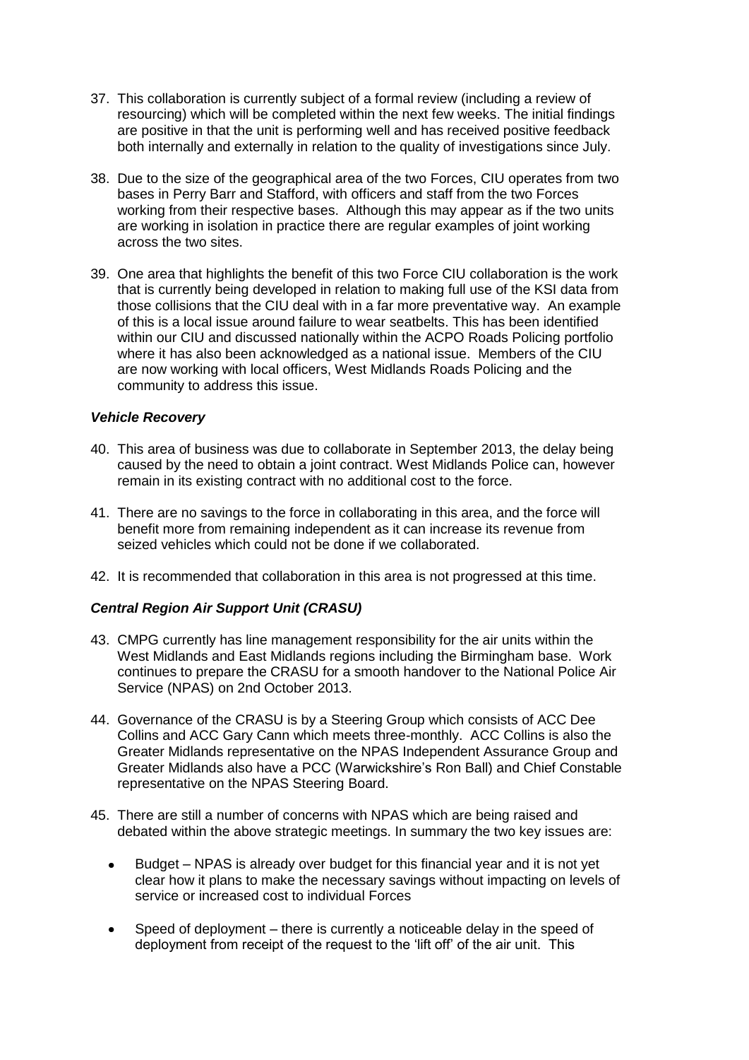37. This collaboration is currently subject of a formal review (including a review of resourcing) which will be completed within the next few weeks. The initial findings are positive in that the unit is performing well and has received positive feedback both internally and externally in relation to the quality of investigations since July.

38. Due to the size of the geographical area of the two Forces, CIU operates from two bases in Perry Barr and Stafford, with officers and staff from the two Forces working from their respective bases. Although this may appear as if the two units are working in isolation in practice there are regular examples of joint working across the two sites.

39. One area that highlights the benefit of this two Force CIU collaboration is the work that is currently being developed in relation to making full use of the KSI data from those collisions that the CIU deal with in a far more preventative way. An example of this is a local issue around failure to wear seatbelts. This has been identified within our CIU and discussed nationally within the ACPO Roads Policing portfolio where it has also been acknowledged as a national issue. Members of the CIU are now working with local officers, West Midlands Roads Policing and the community to address this issue.

### *Vehicle Recovery*

40. This area of business was due to collaborate in September 2013, the delay being caused by the need to obtain a joint contract. West Midlands Police can, however remain in its existing contract with no additional cost to the force.

41. There are no savings to the force in collaborating in this area, and the force will benefit more from remaining independent as it can increase its revenue from seized vehicles which could not be done if we collaborated.

42. It is recommended that collaboration in this area is not progressed at this time.

### *Central Region Air Support Unit (CRASU)*

43. CMPG currently has line management responsibility for the air units within the West Midlands and East Midlands regions including the Birmingham base. Work continues to prepare the CRASU for a smooth handover to the National Police Air Service (NPAS) on 2nd October 2013.

44. Governance of the CRASU is by a Steering Group which consists of ACC Dee Collins and ACC Gary Cann which meets three-monthly. ACC Collins is also the Greater Midlands representative on the NPAS Independent Assurance Group and Greater Midlands also have a PCC (Warwickshire's Ron Ball) and Chief Constable representative on the NPAS Steering Board.

45. There are still a number of concerns with NPAS which are being raised and debated within the above strategic meetings. In summary the two key issues are:

    - Budget – NPAS is already over budget for this financial year and it is not yet clear how it plans to make the necessary savings without impacting on levels of service or increased cost to individual Forces

    - Speed of deployment – there is currently a noticeable delay in the speed of deployment from receipt of the request to the 'lift off' of the air unit. This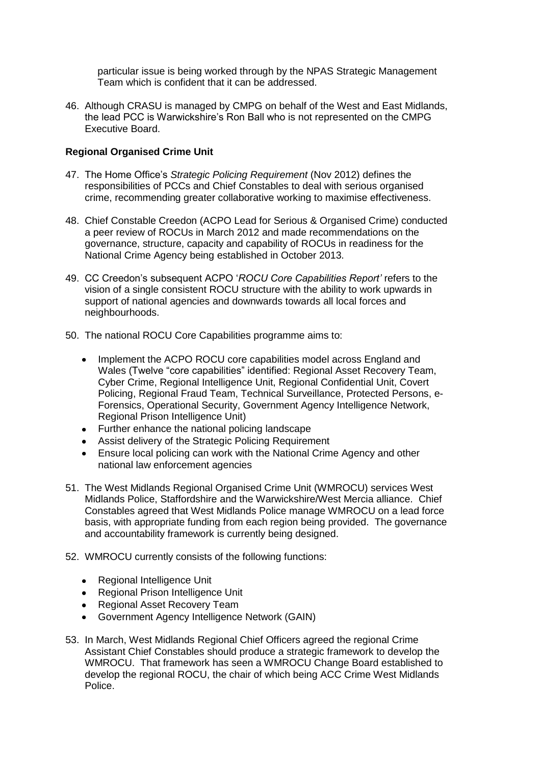particular issue is being worked through by the NPAS Strategic Management Team which is confident that it can be addressed.

46. Although CRASU is managed by CMPG on behalf of the West and East Midlands, the lead PCC is Warwickshire's Ron Ball who is not represented on the CMPG Executive Board.

**Regional Organised Crime Unit**

47. The Home Office's *Strategic Policing Requirement* (Nov 2012) defines the responsibilities of PCCs and Chief Constables to deal with serious organised crime, recommending greater collaborative working to maximise effectiveness.

48. Chief Constable Creedon (ACPO Lead for Serious & Organised Crime) conducted a peer review of ROCUs in March 2012 and made recommendations on the governance, structure, capacity and capability of ROCUs in readiness for the National Crime Agency being established in October 2013.

49. CC Creedon's subsequent ACPO '*ROCU Core Capabilities Report'* refers to the vision of a single consistent ROCU structure with the ability to work upwards in support of national agencies and downwards towards all local forces and neighbourhoods.

50. The national ROCU Core Capabilities programme aims to:

    - Implement the ACPO ROCU core capabilities model across England and Wales (Twelve "core capabilities" identified: Regional Asset Recovery Team, Cyber Crime, Regional Intelligence Unit, Regional Confidential Unit, Covert Policing, Regional Fraud Team, Technical Surveillance, Protected Persons, e-Forensics, Operational Security, Government Agency Intelligence Network, Regional Prison Intelligence Unit)
    - Further enhance the national policing landscape
    - Assist delivery of the Strategic Policing Requirement
    - Ensure local policing can work with the National Crime Agency and other national law enforcement agencies

51. The West Midlands Regional Organised Crime Unit (WMROCU) services West Midlands Police, Staffordshire and the Warwickshire/West Mercia alliance. Chief Constables agreed that West Midlands Police manage WMROCU on a lead force basis, with appropriate funding from each region being provided. The governance and accountability framework is currently being designed.

52. WMROCU currently consists of the following functions:

    - Regional Intelligence Unit
    - Regional Prison Intelligence Unit
    - Regional Asset Recovery Team
    - Government Agency Intelligence Network (GAIN)

53. In March, West Midlands Regional Chief Officers agreed the regional Crime Assistant Chief Constables should produce a strategic framework to develop the WMROCU. That framework has seen a WMROCU Change Board established to develop the regional ROCU, the chair of which being ACC Crime West Midlands Police.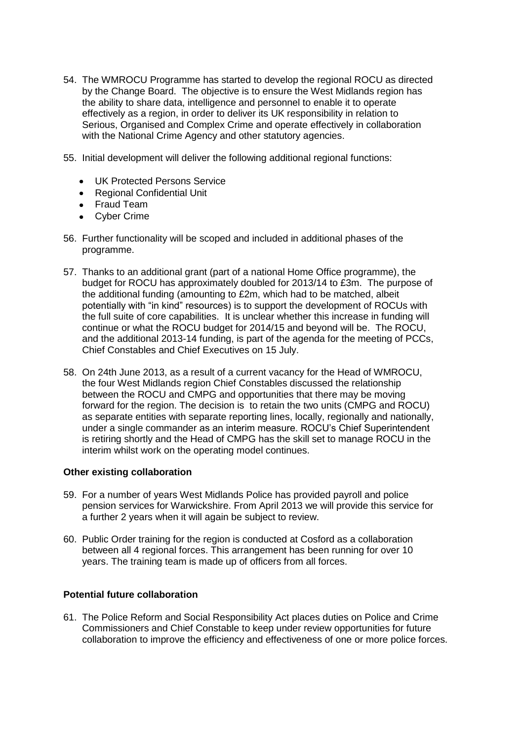54. The WMROCU Programme has started to develop the regional ROCU as directed by the Change Board. The objective is to ensure the West Midlands region has the ability to share data, intelligence and personnel to enable it to operate effectively as a region, in order to deliver its UK responsibility in relation to Serious, Organised and Complex Crime and operate effectively in collaboration with the National Crime Agency and other statutory agencies.

55. Initial development will deliver the following additional regional functions:

    - UK Protected Persons Service
    - Regional Confidential Unit
    - Fraud Team
    - Cyber Crime

56. Further functionality will be scoped and included in additional phases of the programme.

57. Thanks to an additional grant (part of a national Home Office programme), the budget for ROCU has approximately doubled for 2013/14 to £3m. The purpose of the additional funding (amounting to £2m, which had to be matched, albeit potentially with "in kind" resources) is to support the development of ROCUs with the full suite of core capabilities. It is unclear whether this increase in funding will continue or what the ROCU budget for 2014/15 and beyond will be. The ROCU, and the additional 2013-14 funding, is part of the agenda for the meeting of PCCs, Chief Constables and Chief Executives on 15 July.

58. On 24th June 2013, as a result of a current vacancy for the Head of WMROCU, the four West Midlands region Chief Constables discussed the relationship between the ROCU and CMPG and opportunities that there may be moving forward for the region. The decision is to retain the two units (CMPG and ROCU) as separate entities with separate reporting lines, locally, regionally and nationally, under a single commander as an interim measure. ROCU's Chief Superintendent is retiring shortly and the Head of CMPG has the skill set to manage ROCU in the interim whilst work on the operating model continues.

**Other existing collaboration**

59. For a number of years West Midlands Police has provided payroll and police pension services for Warwickshire. From April 2013 we will provide this service for a further 2 years when it will again be subject to review.

60. Public Order training for the region is conducted at Cosford as a collaboration between all 4 regional forces. This arrangement has been running for over 10 years. The training team is made up of officers from all forces.

**Potential future collaboration**

61. The Police Reform and Social Responsibility Act places duties on Police and Crime Commissioners and Chief Constable to keep under review opportunities for future collaboration to improve the efficiency and effectiveness of one or more police forces.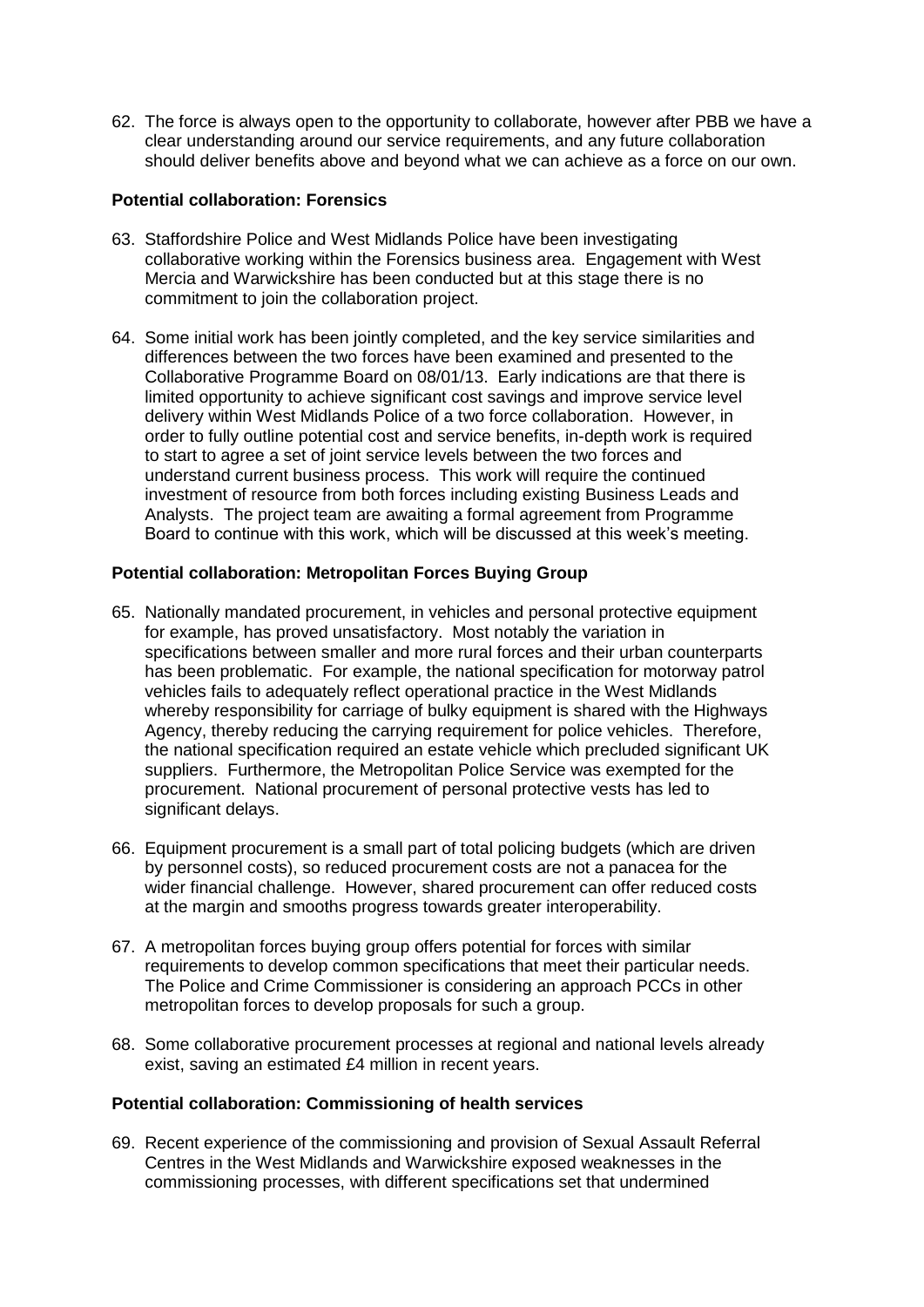62. The force is always open to the opportunity to collaborate, however after PBB we have a clear understanding around our service requirements, and any future collaboration should deliver benefits above and beyond what we can achieve as a force on our own.

**Potential collaboration: Forensics**

63. Staffordshire Police and West Midlands Police have been investigating collaborative working within the Forensics business area. Engagement with West Mercia and Warwickshire has been conducted but at this stage there is no commitment to join the collaboration project.

64. Some initial work has been jointly completed, and the key service similarities and differences between the two forces have been examined and presented to the Collaborative Programme Board on 08/01/13. Early indications are that there is limited opportunity to achieve significant cost savings and improve service level delivery within West Midlands Police of a two force collaboration. However, in order to fully outline potential cost and service benefits, in-depth work is required to start to agree a set of joint service levels between the two forces and understand current business process. This work will require the continued investment of resource from both forces including existing Business Leads and Analysts. The project team are awaiting a formal agreement from Programme Board to continue with this work, which will be discussed at this week's meeting.

**Potential collaboration: Metropolitan Forces Buying Group**

65. Nationally mandated procurement, in vehicles and personal protective equipment for example, has proved unsatisfactory. Most notably the variation in specifications between smaller and more rural forces and their urban counterparts has been problematic. For example, the national specification for motorway patrol vehicles fails to adequately reflect operational practice in the West Midlands whereby responsibility for carriage of bulky equipment is shared with the Highways Agency, thereby reducing the carrying requirement for police vehicles. Therefore, the national specification required an estate vehicle which precluded significant UK suppliers. Furthermore, the Metropolitan Police Service was exempted for the procurement. National procurement of personal protective vests has led to significant delays.

66. Equipment procurement is a small part of total policing budgets (which are driven by personnel costs), so reduced procurement costs are not a panacea for the wider financial challenge. However, shared procurement can offer reduced costs at the margin and smooths progress towards greater interoperability.

67. A metropolitan forces buying group offers potential for forces with similar requirements to develop common specifications that meet their particular needs. The Police and Crime Commissioner is considering an approach PCCs in other metropolitan forces to develop proposals for such a group.

68. Some collaborative procurement processes at regional and national levels already exist, saving an estimated £4 million in recent years.

**Potential collaboration: Commissioning of health services**

69. Recent experience of the commissioning and provision of Sexual Assault Referral Centres in the West Midlands and Warwickshire exposed weaknesses in the commissioning processes, with different specifications set that undermined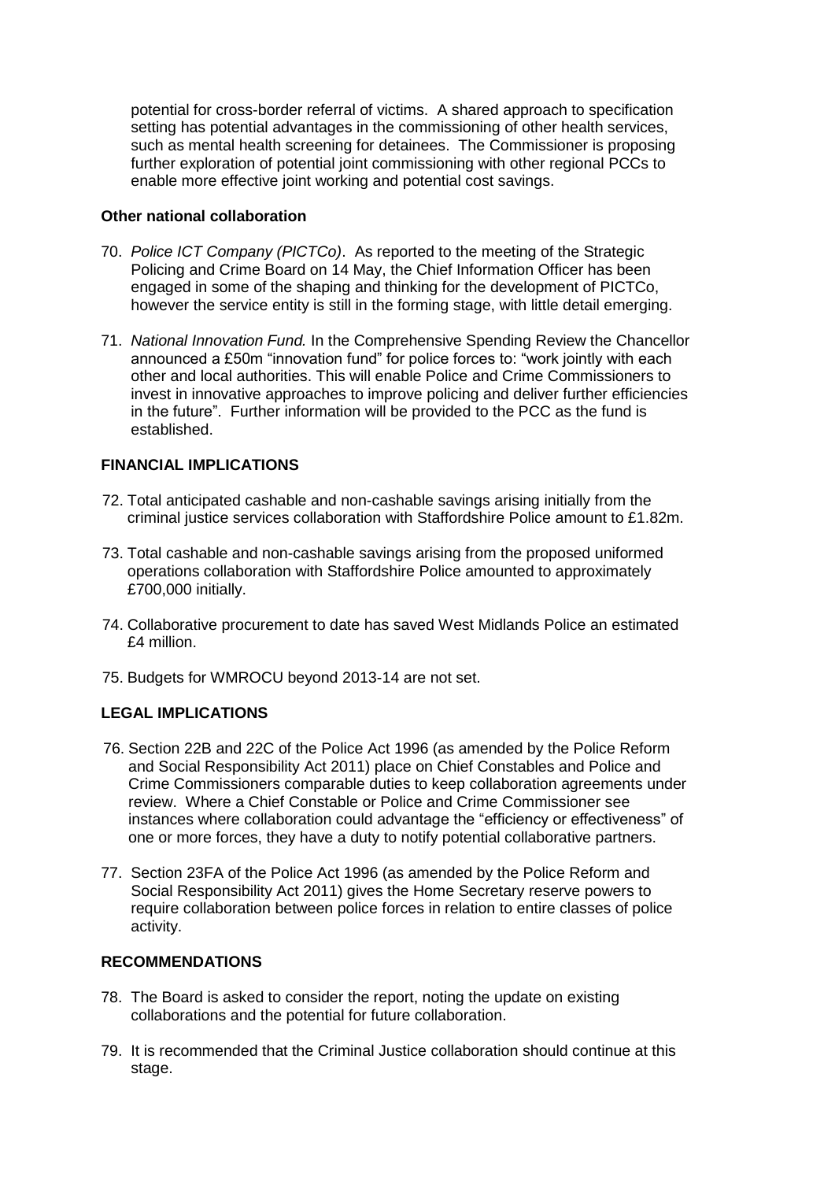potential for cross-border referral of victims. A shared approach to specification setting has potential advantages in the commissioning of other health services, such as mental health screening for detainees. The Commissioner is proposing further exploration of potential joint commissioning with other regional PCCs to enable more effective joint working and potential cost savings.

**Other national collaboration**

70. *Police ICT Company (PICTCo)*. As reported to the meeting of the Strategic Policing and Crime Board on 14 May, the Chief Information Officer has been engaged in some of the shaping and thinking for the development of PICTCo, however the service entity is still in the forming stage, with little detail emerging.

71. *National Innovation Fund.* In the Comprehensive Spending Review the Chancellor announced a £50m "innovation fund" for police forces to: "work jointly with each other and local authorities. This will enable Police and Crime Commissioners to invest in innovative approaches to improve policing and deliver further efficiencies in the future". Further information will be provided to the PCC as the fund is established.

**FINANCIAL IMPLICATIONS**

72. Total anticipated cashable and non-cashable savings arising initially from the criminal justice services collaboration with Staffordshire Police amount to £1.82m.

73. Total cashable and non-cashable savings arising from the proposed uniformed operations collaboration with Staffordshire Police amounted to approximately £700,000 initially.

74. Collaborative procurement to date has saved West Midlands Police an estimated £4 million.

75. Budgets for WMROCU beyond 2013-14 are not set.

**LEGAL IMPLICATIONS**

76. Section 22B and 22C of the Police Act 1996 (as amended by the Police Reform and Social Responsibility Act 2011) place on Chief Constables and Police and Crime Commissioners comparable duties to keep collaboration agreements under review. Where a Chief Constable or Police and Crime Commissioner see instances where collaboration could advantage the "efficiency or effectiveness" of one or more forces, they have a duty to notify potential collaborative partners.

77. Section 23FA of the Police Act 1996 (as amended by the Police Reform and Social Responsibility Act 2011) gives the Home Secretary reserve powers to require collaboration between police forces in relation to entire classes of police activity.

**RECOMMENDATIONS**

78. The Board is asked to consider the report, noting the update on existing collaborations and the potential for future collaboration.

79. It is recommended that the Criminal Justice collaboration should continue at this stage.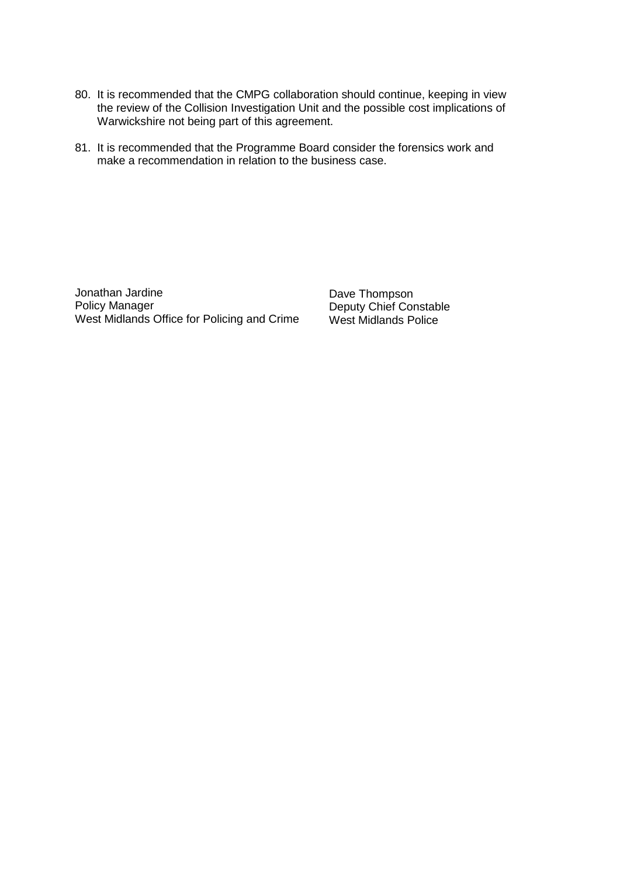80. It is recommended that the CMPG collaboration should continue, keeping in view the review of the Collision Investigation Unit and the possible cost implications of Warwickshire not being part of this agreement.

81. It is recommended that the Programme Board consider the forensics work and make a recommendation in relation to the business case.

Jonathan Jardine
Policy Manager
West Midlands Office for Policing and Crime

Dave Thompson
Deputy Chief Constable
West Midlands Police